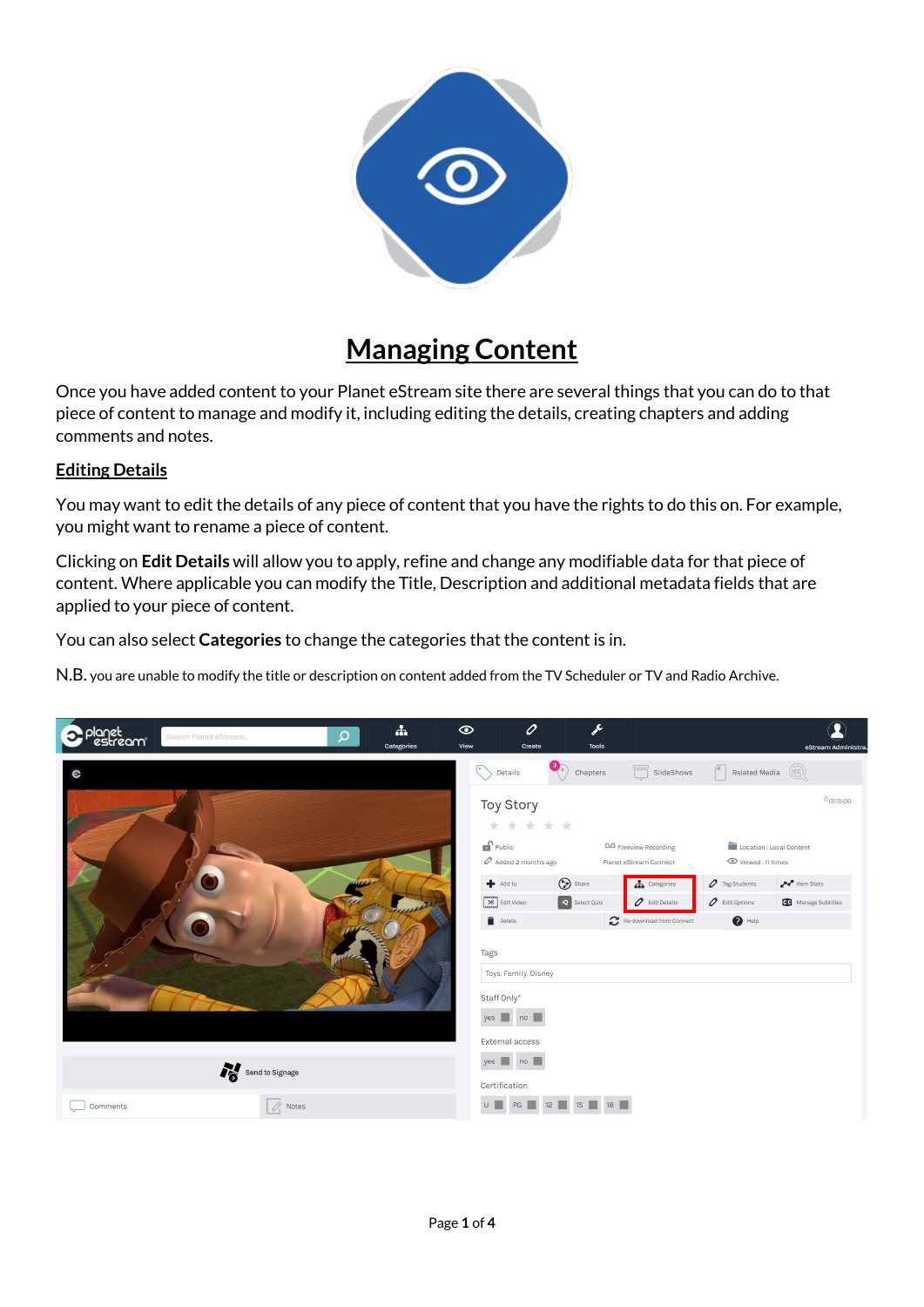# Managing Content

Once you have added content to your Planet eStream site there are several things that you can do to that piece of content to manage and modify it, including editing the details, creating chapters and adding comments and notes.

## Editing Details

You may want to edit the details of any piece of content that you have the rights to do this on. For example, you might want to rename a piece of content.

Clicking on **Edit Details** will allow you to apply, refine and change any modifiable data for that piece of content. Where applicable you can modify the Title, Description and additional metadata fields that are applied to your piece of content.

You can also select **Categories** to change the categories that the content is in.

N.B. you are unable to modify the title or description on content added from the TV Scheduler or TV and Radio Archive.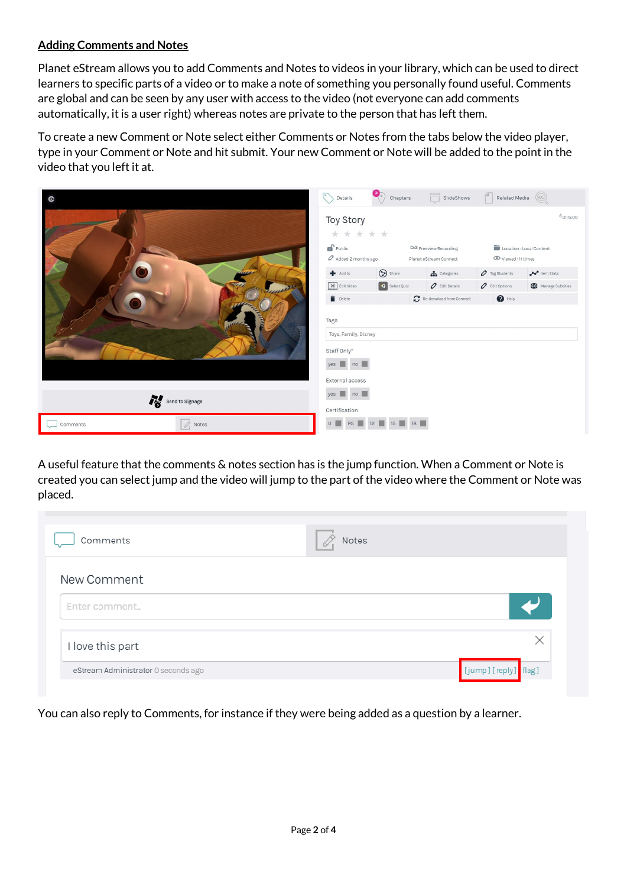## Adding Comments and Notes

Planet eStream allows you to add Comments and Notes to videos in your library, which can be used to direct learners to specific parts of a video or to make a note of something you personally found useful. Comments are global and can be seen by any user with access to the video (not everyone can add comments automatically, it is a user right) whereas notes are private to the person that has left them.

To create a new Comment or Note select either Comments or Notes from the tabs below the video player, type in your Comment or Note and hit submit. Your new Comment or Note will be added to the point in the video that you left it at.

A useful feature that the comments & notes section has is the jump function. When a Comment or Note is created you can select jump and the video will jump to the part of the video where the Comment or Note was placed.

You can also reply to Comments, for instance if they were being added as a question by a learner.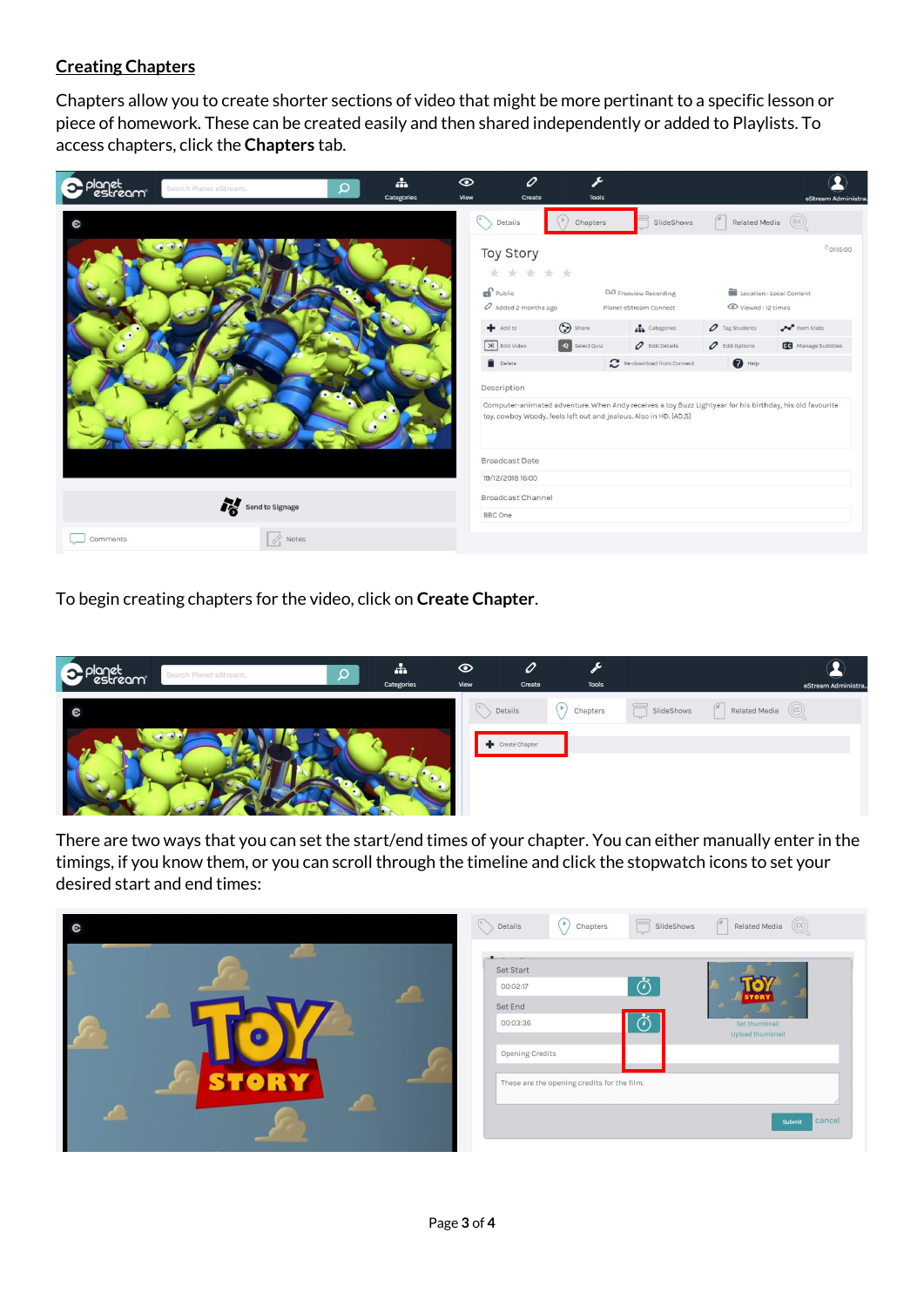## Creating Chapters

Chapters allow you to create shorter sections of video that might be more pertinant to a specific lesson or piece of homework. These can be created easily and then shared independently or added to Playlists. To access chapters, click the **Chapters** tab.

To begin creating chapters for the video, click on **Create Chapter**.

There are two ways that you can set the start/end times of your chapter. You can either manually enter in the timings, if you know them, or you can scroll through the timeline and click the stopwatch icons to set your desired start and end times: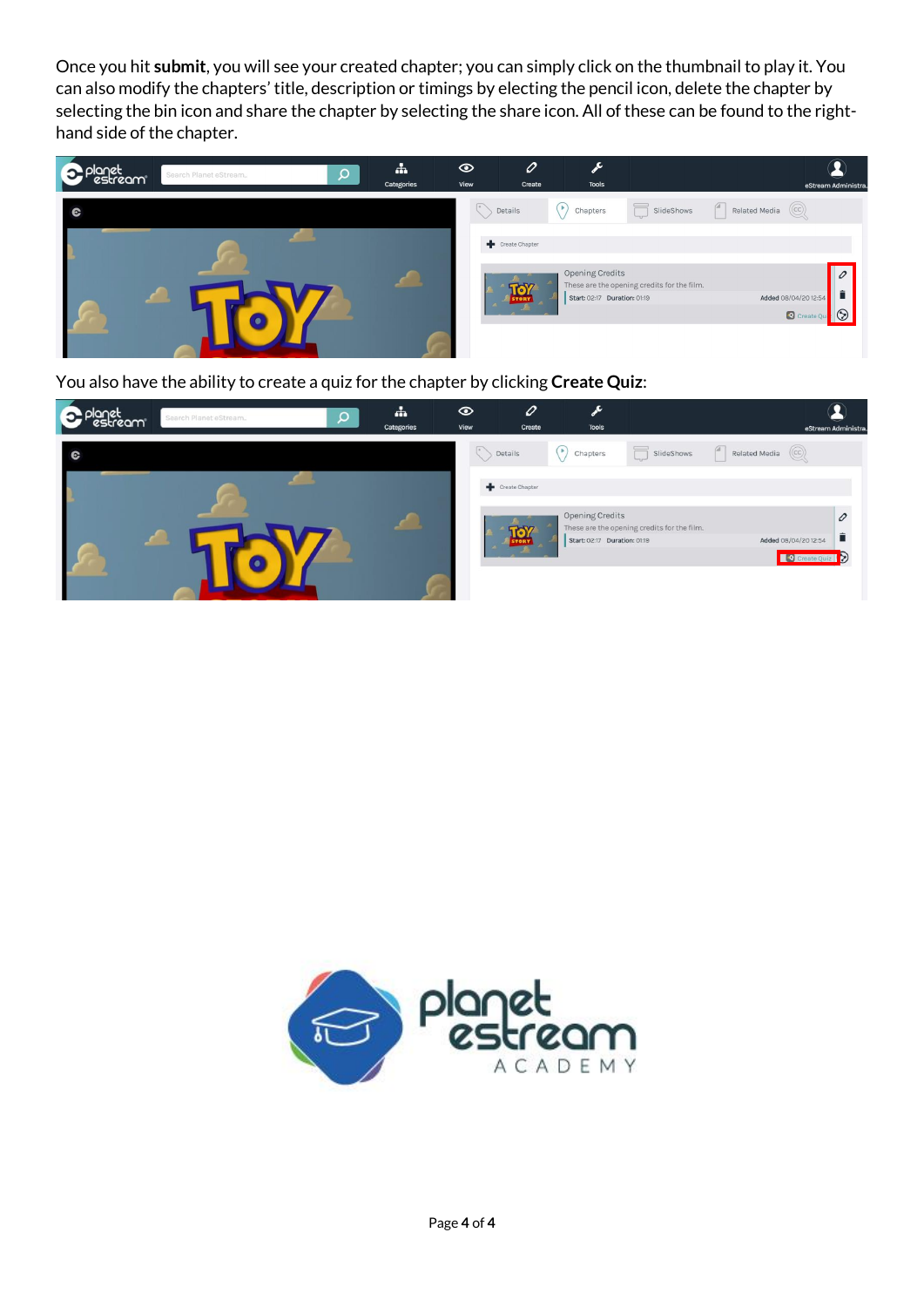Once you hit **submit**, you will see your created chapter; you can simply click on the thumbnail to play it. You can also modify the chapters' title, description or timings by electing the pencil icon, delete the chapter by selecting the bin icon and share the chapter by selecting the share icon. All of these can be found to the right-hand side of the chapter.

You also have the ability to create a quiz for the chapter by clicking **Create Quiz**: